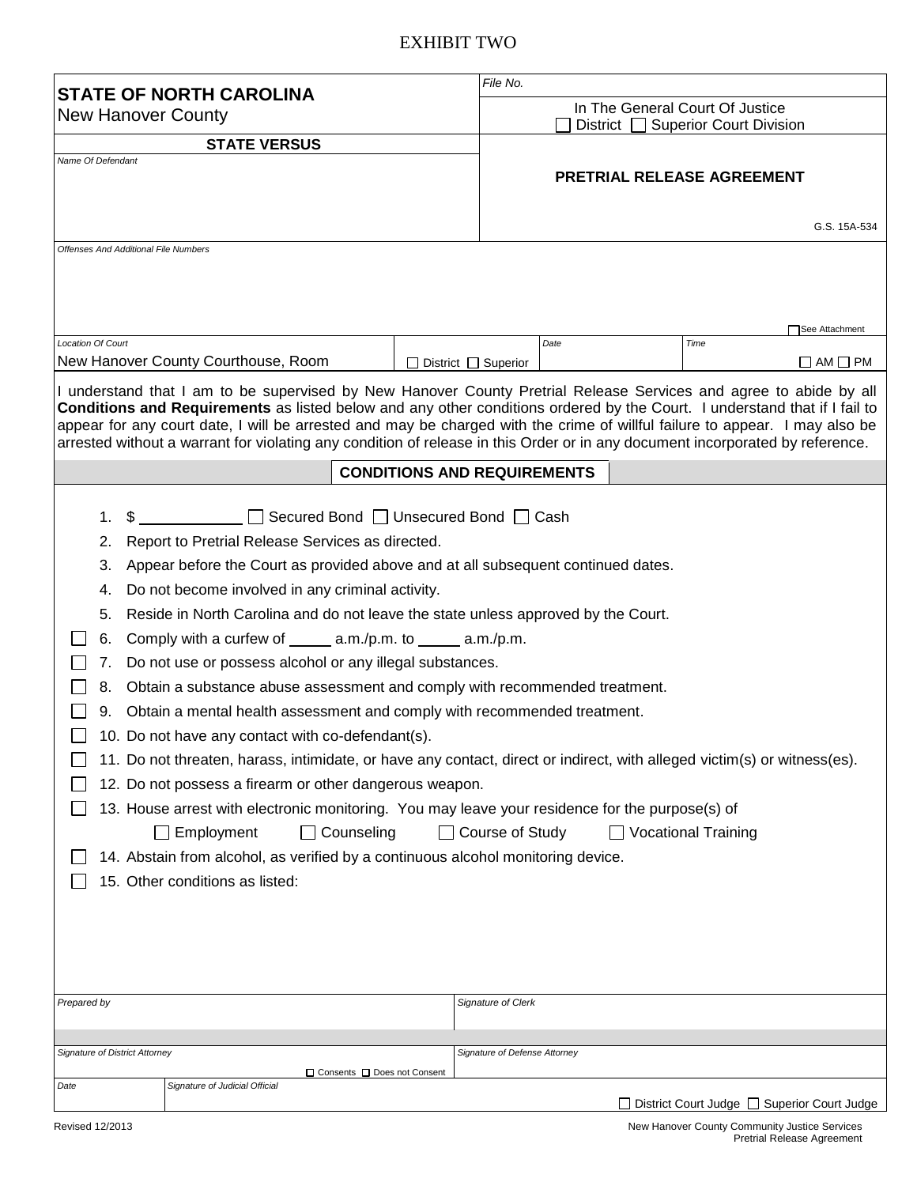EXHIBIT TWO

| **STATE OF NORTH CAROLINA**<br>New Hanover County | File No.<br><br>In The General Court Of Justice<br>☐ District ☐ Superior Court Division |
|---|---|
| **STATE VERSUS**<br><br>Name Of Defendant | **PRETRIAL RELEASE AGREEMENT**<br><br>G.S. 15A-534 |

Offenses And Additional File Numbers

☐ See Attachment

| Location Of Court | | Date | Time |
|---|---|---|---|
| New Hanover County Courthouse, Room | ☐ District ☐ Superior | | ☐ AM ☐ PM |

I understand that I am to be supervised by New Hanover County Pretrial Release Services and agree to abide by all **Conditions and Requirements** as listed below and any other conditions ordered by the Court. I understand that if I fail to appear for any court date, I will be arrested and may be charged with the crime of willful failure to appear. I may also be arrested without a warrant for violating any condition of release in this Order or in any document incorporated by reference.

## CONDITIONS AND REQUIREMENTS

1. $ ____________ ☐ Secured Bond ☐ Unsecured Bond ☐ Cash
2. Report to Pretrial Release Services as directed.
3. Appear before the Court as provided above and at all subsequent continued dates.
4. Do not become involved in any criminal activity.
5. Reside in North Carolina and do not leave the state unless approved by the Court.

☐ 6. Comply with a curfew of _____ a.m./p.m. to _____ a.m./p.m.

☐ 7. Do not use or possess alcohol or any illegal substances.

☐ 8. Obtain a substance abuse assessment and comply with recommended treatment.

☐ 9. Obtain a mental health assessment and comply with recommended treatment.

☐ 10. Do not have any contact with co-defendant(s).

☐ 11. Do not threaten, harass, intimidate, or have any contact, direct or indirect, with alleged victim(s) or witness(es).

☐ 12. Do not possess a firearm or other dangerous weapon.

☐ 13. House arrest with electronic monitoring. You may leave your residence for the purpose(s) of

☐ Employment ☐ Counseling ☐ Course of Study ☐ Vocational Training

☐ 14. Abstain from alcohol, as verified by a continuous alcohol monitoring device.

☐ 15. Other conditions as listed:

| Prepared by | Signature of Clerk |
|---|---|
| Signature of District Attorney<br>☐ Consents ☐ Does not Consent | Signature of Defense Attorney |

| Date | Signature of Judicial Official |
|---|---|
| | ☐ District Court Judge ☐ Superior Court Judge |

Revised 12/2013

New Hanover County Community Justice Services
Pretrial Release Agreement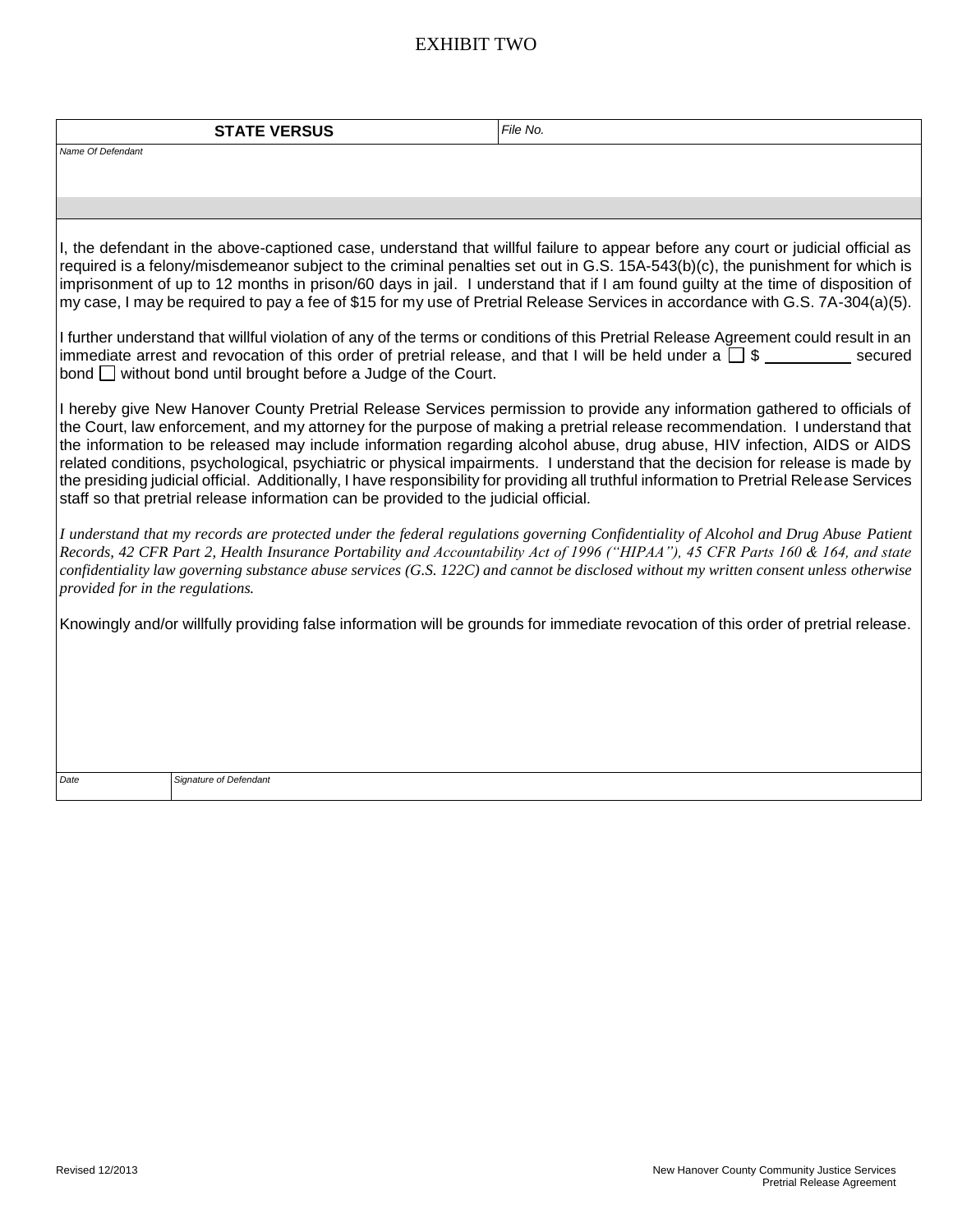EXHIBIT TWO

| STATE VERSUS | File No. |
| --- | --- |
| Name Of Defendant | |

I, the defendant in the above-captioned case, understand that willful failure to appear before any court or judicial official as required is a felony/misdemeanor subject to the criminal penalties set out in G.S. 15A-543(b)(c), the punishment for which is imprisonment of up to 12 months in prison/60 days in jail. I understand that if I am found guilty at the time of disposition of my case, I may be required to pay a fee of $15 for my use of Pretrial Release Services in accordance with G.S. 7A-304(a)(5).

I further understand that willful violation of any of the terms or conditions of this Pretrial Release Agreement could result in an immediate arrest and revocation of this order of pretrial release, and that I will be held under a ☐ $ __________ secured bond ☐ without bond until brought before a Judge of the Court.

I hereby give New Hanover County Pretrial Release Services permission to provide any information gathered to officials of the Court, law enforcement, and my attorney for the purpose of making a pretrial release recommendation. I understand that the information to be released may include information regarding alcohol abuse, drug abuse, HIV infection, AIDS or AIDS related conditions, psychological, psychiatric or physical impairments. I understand that the decision for release is made by the presiding judicial official. Additionally, I have responsibility for providing all truthful information to Pretrial Release Services staff so that pretrial release information can be provided to the judicial official.

*I understand that my records are protected under the federal regulations governing Confidentiality of Alcohol and Drug Abuse Patient Records, 42 CFR Part 2, Health Insurance Portability and Accountability Act of 1996 ("HIPAA"), 45 CFR Parts 160 & 164, and state confidentiality law governing substance abuse services (G.S. 122C) and cannot be disclosed without my written consent unless otherwise provided for in the regulations.*

Knowingly and/or willfully providing false information will be grounds for immediate revocation of this order of pretrial release.

| Date | Signature of Defendant |
| --- | --- |
| | |

Revised 12/2013

New Hanover County Community Justice Services
Pretrial Release Agreement